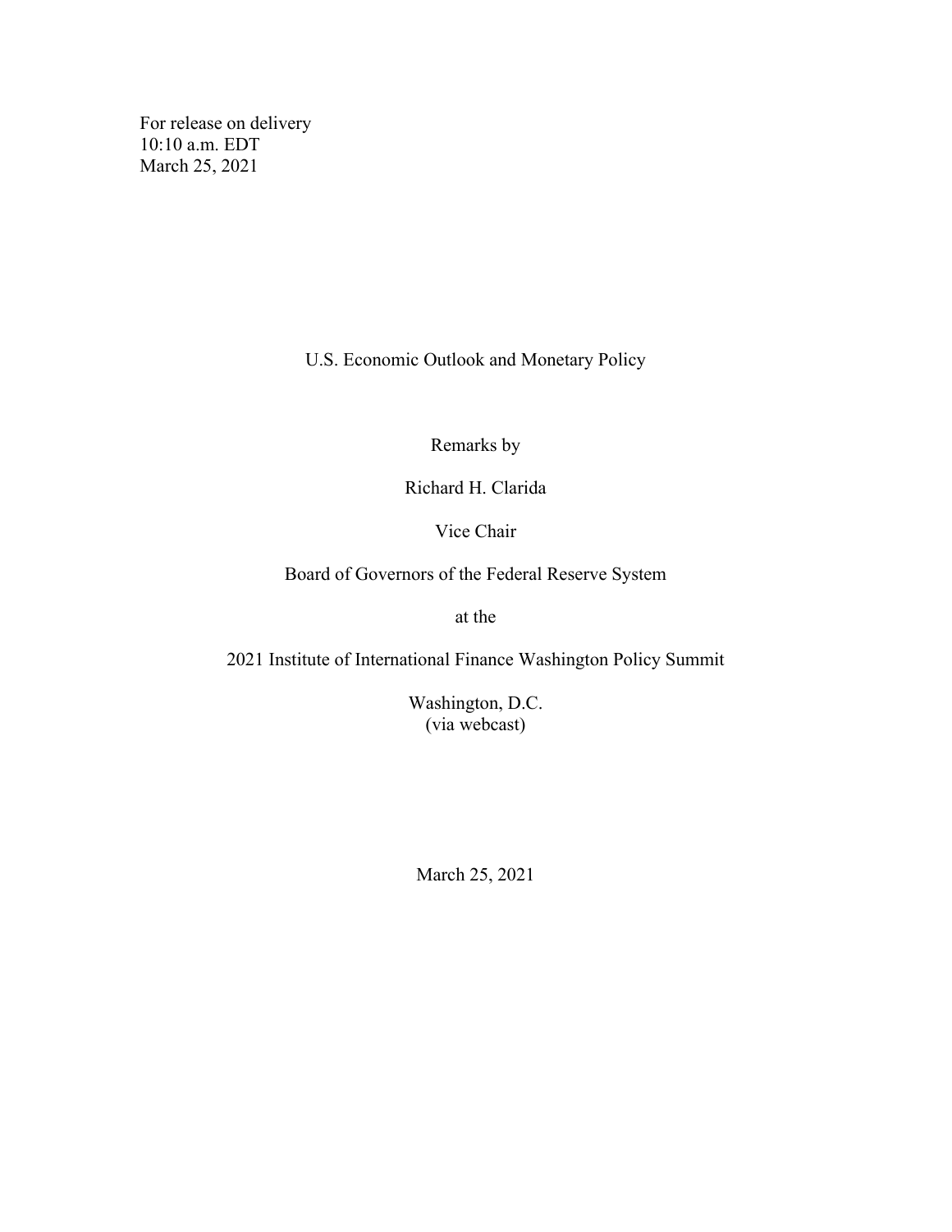For release on delivery
10:10 a.m. EDT
March 25, 2021

# U.S. Economic Outlook and Monetary Policy

Remarks by

Richard H. Clarida

Vice Chair

Board of Governors of the Federal Reserve System

at the

2021 Institute of International Finance Washington Policy Summit

Washington, D.C.
(via webcast)

March 25, 2021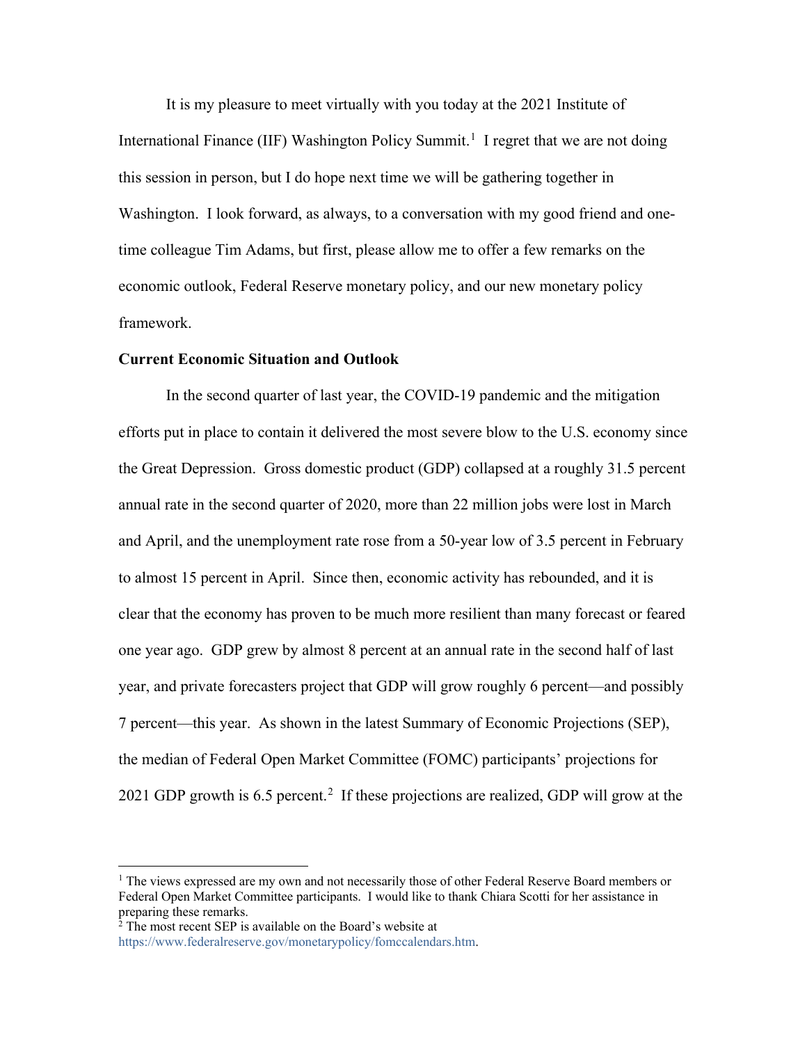It is my pleasure to meet virtually with you today at the 2021 Institute of International Finance (IIF) Washington Policy Summit.[1] I regret that we are not doing this session in person, but I do hope next time we will be gathering together in Washington. I look forward, as always, to a conversation with my good friend and one-time colleague Tim Adams, but first, please allow me to offer a few remarks on the economic outlook, Federal Reserve monetary policy, and our new monetary policy framework.

**Current Economic Situation and Outlook**

In the second quarter of last year, the COVID-19 pandemic and the mitigation efforts put in place to contain it delivered the most severe blow to the U.S. economy since the Great Depression. Gross domestic product (GDP) collapsed at a roughly 31.5 percent annual rate in the second quarter of 2020, more than 22 million jobs were lost in March and April, and the unemployment rate rose from a 50-year low of 3.5 percent in February to almost 15 percent in April. Since then, economic activity has rebounded, and it is clear that the economy has proven to be much more resilient than many forecast or feared one year ago. GDP grew by almost 8 percent at an annual rate in the second half of last year, and private forecasters project that GDP will grow roughly 6 percent—and possibly 7 percent—this year. As shown in the latest Summary of Economic Projections (SEP), the median of Federal Open Market Committee (FOMC) participants' projections for 2021 GDP growth is 6.5 percent.[2] If these projections are realized, GDP will grow at the

---

[1] The views expressed are my own and not necessarily those of other Federal Reserve Board members or Federal Open Market Committee participants. I would like to thank Chiara Scotti for her assistance in preparing these remarks.

[2] The most recent SEP is available on the Board's website at https://www.federalreserve.gov/monetarypolicy/fomccalendars.htm.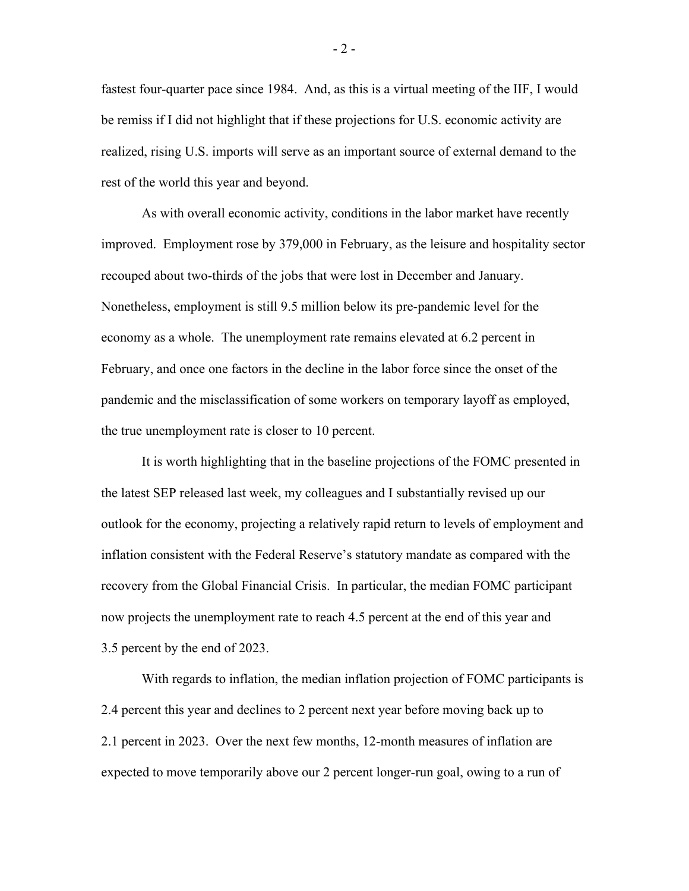fastest four-quarter pace since 1984. And, as this is a virtual meeting of the IIF, I would be remiss if I did not highlight that if these projections for U.S. economic activity are realized, rising U.S. imports will serve as an important source of external demand to the rest of the world this year and beyond.

As with overall economic activity, conditions in the labor market have recently improved. Employment rose by 379,000 in February, as the leisure and hospitality sector recouped about two-thirds of the jobs that were lost in December and January. Nonetheless, employment is still 9.5 million below its pre-pandemic level for the economy as a whole. The unemployment rate remains elevated at 6.2 percent in February, and once one factors in the decline in the labor force since the onset of the pandemic and the misclassification of some workers on temporary layoff as employed, the true unemployment rate is closer to 10 percent.

It is worth highlighting that in the baseline projections of the FOMC presented in the latest SEP released last week, my colleagues and I substantially revised up our outlook for the economy, projecting a relatively rapid return to levels of employment and inflation consistent with the Federal Reserve's statutory mandate as compared with the recovery from the Global Financial Crisis. In particular, the median FOMC participant now projects the unemployment rate to reach 4.5 percent at the end of this year and 3.5 percent by the end of 2023.

With regards to inflation, the median inflation projection of FOMC participants is 2.4 percent this year and declines to 2 percent next year before moving back up to 2.1 percent in 2023. Over the next few months, 12-month measures of inflation are expected to move temporarily above our 2 percent longer-run goal, owing to a run of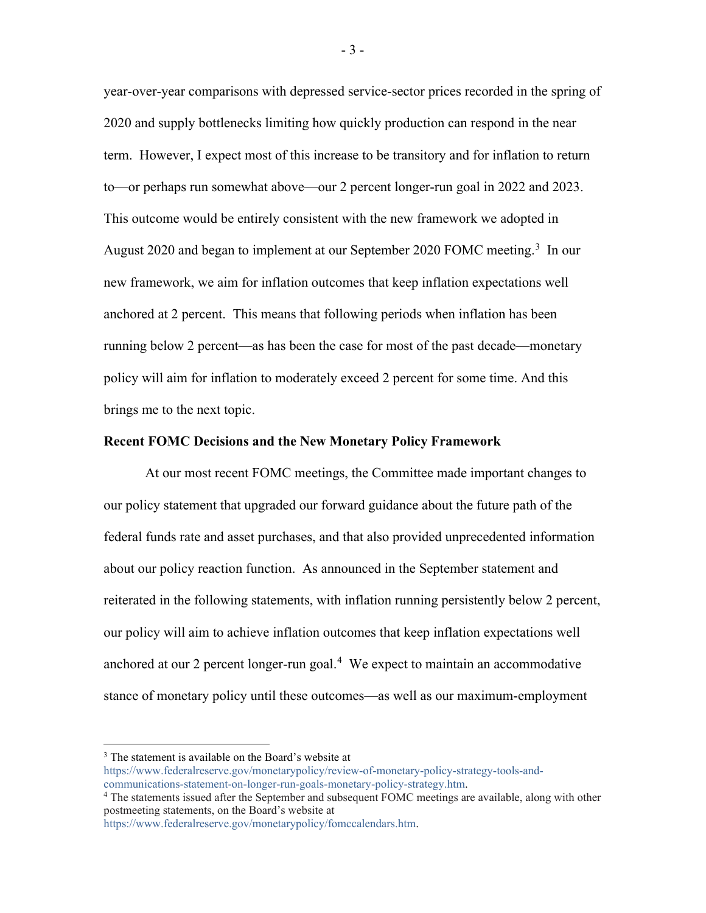year-over-year comparisons with depressed service-sector prices recorded in the spring of 2020 and supply bottlenecks limiting how quickly production can respond in the near term. However, I expect most of this increase to be transitory and for inflation to return to—or perhaps run somewhat above—our 2 percent longer-run goal in 2022 and 2023. This outcome would be entirely consistent with the new framework we adopted in August 2020 and began to implement at our September 2020 FOMC meeting.[3] In our new framework, we aim for inflation outcomes that keep inflation expectations well anchored at 2 percent. This means that following periods when inflation has been running below 2 percent—as has been the case for most of the past decade—monetary policy will aim for inflation to moderately exceed 2 percent for some time. And this brings me to the next topic.

**Recent FOMC Decisions and the New Monetary Policy Framework**

At our most recent FOMC meetings, the Committee made important changes to our policy statement that upgraded our forward guidance about the future path of the federal funds rate and asset purchases, and that also provided unprecedented information about our policy reaction function. As announced in the September statement and reiterated in the following statements, with inflation running persistently below 2 percent, our policy will aim to achieve inflation outcomes that keep inflation expectations well anchored at our 2 percent longer-run goal.[4] We expect to maintain an accommodative stance of monetary policy until these outcomes—as well as our maximum-employment

---

[3] The statement is available on the Board's website at https://www.federalreserve.gov/monetarypolicy/review-of-monetary-policy-strategy-tools-and-communications-statement-on-longer-run-goals-monetary-policy-strategy.htm.

[4] The statements issued after the September and subsequent FOMC meetings are available, along with other postmeeting statements, on the Board's website at https://www.federalreserve.gov/monetarypolicy/fomccalendars.htm.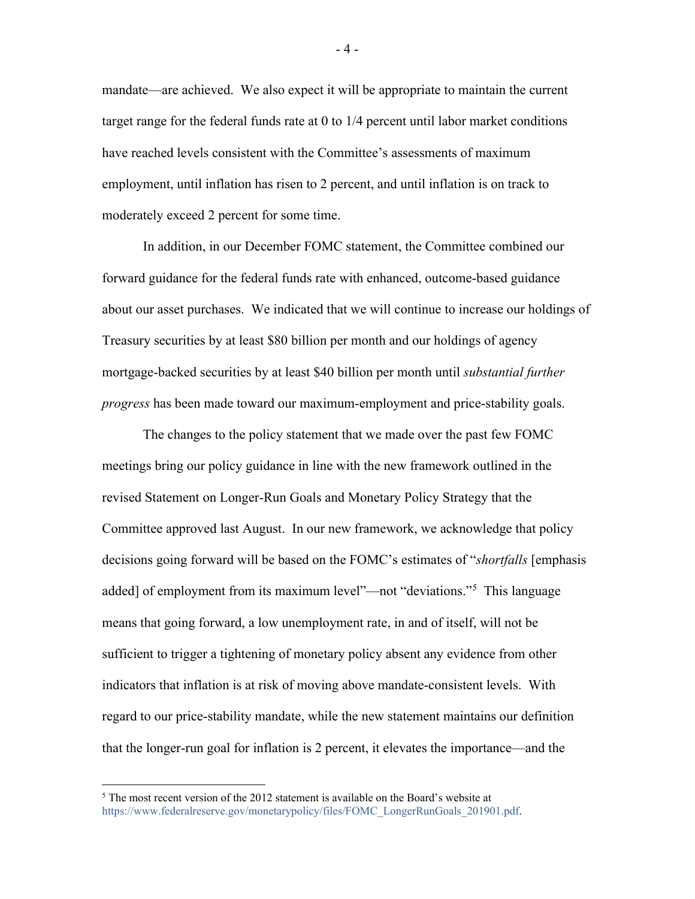mandate—are achieved. We also expect it will be appropriate to maintain the current target range for the federal funds rate at 0 to 1/4 percent until labor market conditions have reached levels consistent with the Committee's assessments of maximum employment, until inflation has risen to 2 percent, and until inflation is on track to moderately exceed 2 percent for some time.

In addition, in our December FOMC statement, the Committee combined our forward guidance for the federal funds rate with enhanced, outcome-based guidance about our asset purchases. We indicated that we will continue to increase our holdings of Treasury securities by at least $80 billion per month and our holdings of agency mortgage-backed securities by at least $40 billion per month until *substantial further progress* has been made toward our maximum-employment and price-stability goals.

The changes to the policy statement that we made over the past few FOMC meetings bring our policy guidance in line with the new framework outlined in the revised Statement on Longer-Run Goals and Monetary Policy Strategy that the Committee approved last August. In our new framework, we acknowledge that policy decisions going forward will be based on the FOMC's estimates of "*shortfalls* [emphasis added] of employment from its maximum level"—not "deviations."[5] This language means that going forward, a low unemployment rate, in and of itself, will not be sufficient to trigger a tightening of monetary policy absent any evidence from other indicators that inflation is at risk of moving above mandate-consistent levels. With regard to our price-stability mandate, while the new statement maintains our definition that the longer-run goal for inflation is 2 percent, it elevates the importance—and the

---

[5] The most recent version of the 2012 statement is available on the Board's website at https://www.federalreserve.gov/monetarypolicy/files/FOMC_LongerRunGoals_201901.pdf.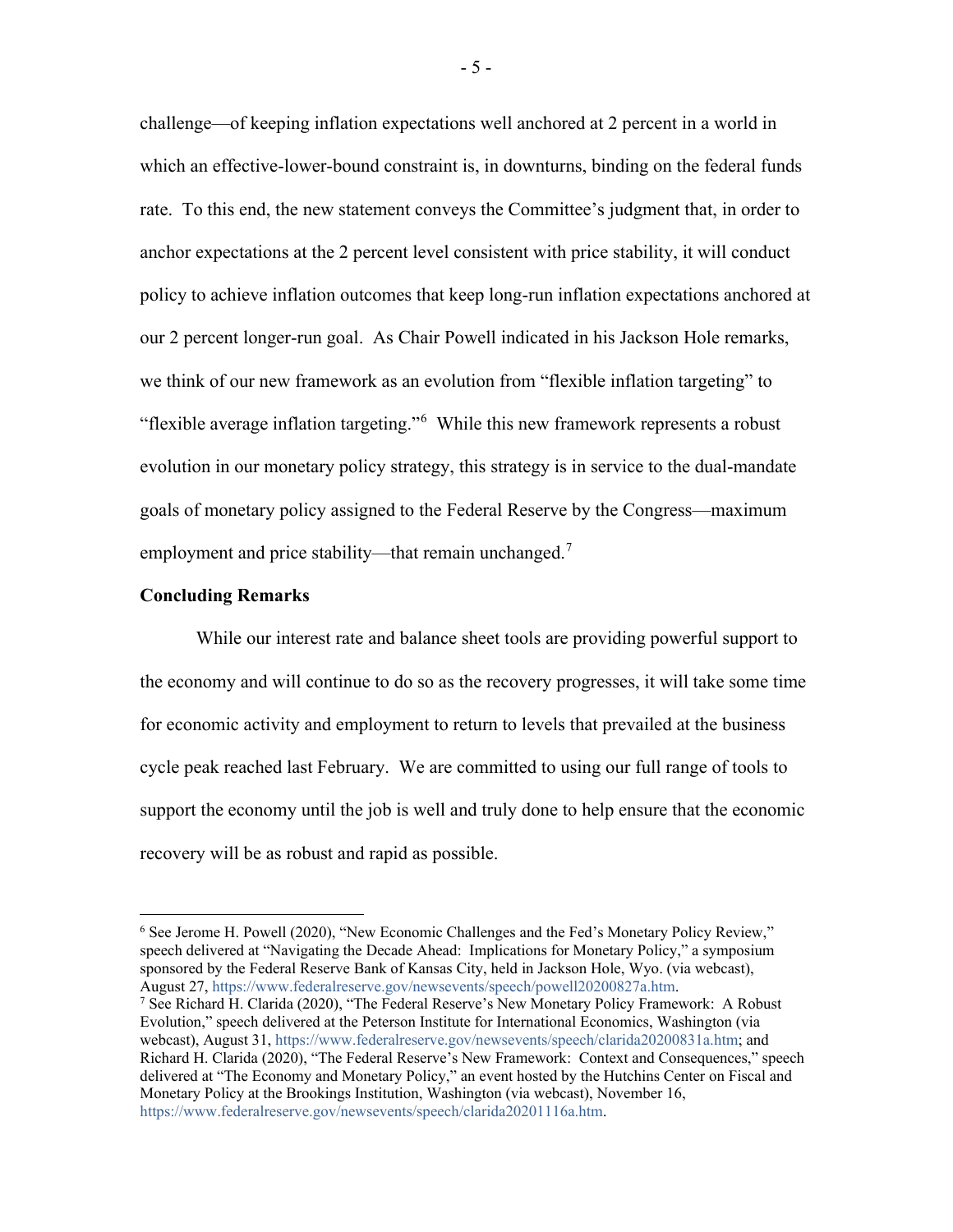challenge—of keeping inflation expectations well anchored at 2 percent in a world in which an effective-lower-bound constraint is, in downturns, binding on the federal funds rate. To this end, the new statement conveys the Committee's judgment that, in order to anchor expectations at the 2 percent level consistent with price stability, it will conduct policy to achieve inflation outcomes that keep long-run inflation expectations anchored at our 2 percent longer-run goal. As Chair Powell indicated in his Jackson Hole remarks, we think of our new framework as an evolution from "flexible inflation targeting" to "flexible average inflation targeting."[6] While this new framework represents a robust evolution in our monetary policy strategy, this strategy is in service to the dual-mandate goals of monetary policy assigned to the Federal Reserve by the Congress—maximum employment and price stability—that remain unchanged.[7]

**Concluding Remarks**

While our interest rate and balance sheet tools are providing powerful support to the economy and will continue to do so as the recovery progresses, it will take some time for economic activity and employment to return to levels that prevailed at the business cycle peak reached last February. We are committed to using our full range of tools to support the economy until the job is well and truly done to help ensure that the economic recovery will be as robust and rapid as possible.

---

[6] See Jerome H. Powell (2020), "New Economic Challenges and the Fed's Monetary Policy Review," speech delivered at "Navigating the Decade Ahead: Implications for Monetary Policy," a symposium sponsored by the Federal Reserve Bank of Kansas City, held in Jackson Hole, Wyo. (via webcast), August 27, https://www.federalreserve.gov/newsevents/speech/powell20200827a.htm.

[7] See Richard H. Clarida (2020), "The Federal Reserve's New Monetary Policy Framework: A Robust Evolution," speech delivered at the Peterson Institute for International Economics, Washington (via webcast), August 31, https://www.federalreserve.gov/newsevents/speech/clarida20200831a.htm; and Richard H. Clarida (2020), "The Federal Reserve's New Framework: Context and Consequences," speech delivered at "The Economy and Monetary Policy," an event hosted by the Hutchins Center on Fiscal and Monetary Policy at the Brookings Institution, Washington (via webcast), November 16, https://www.federalreserve.gov/newsevents/speech/clarida20201116a.htm.